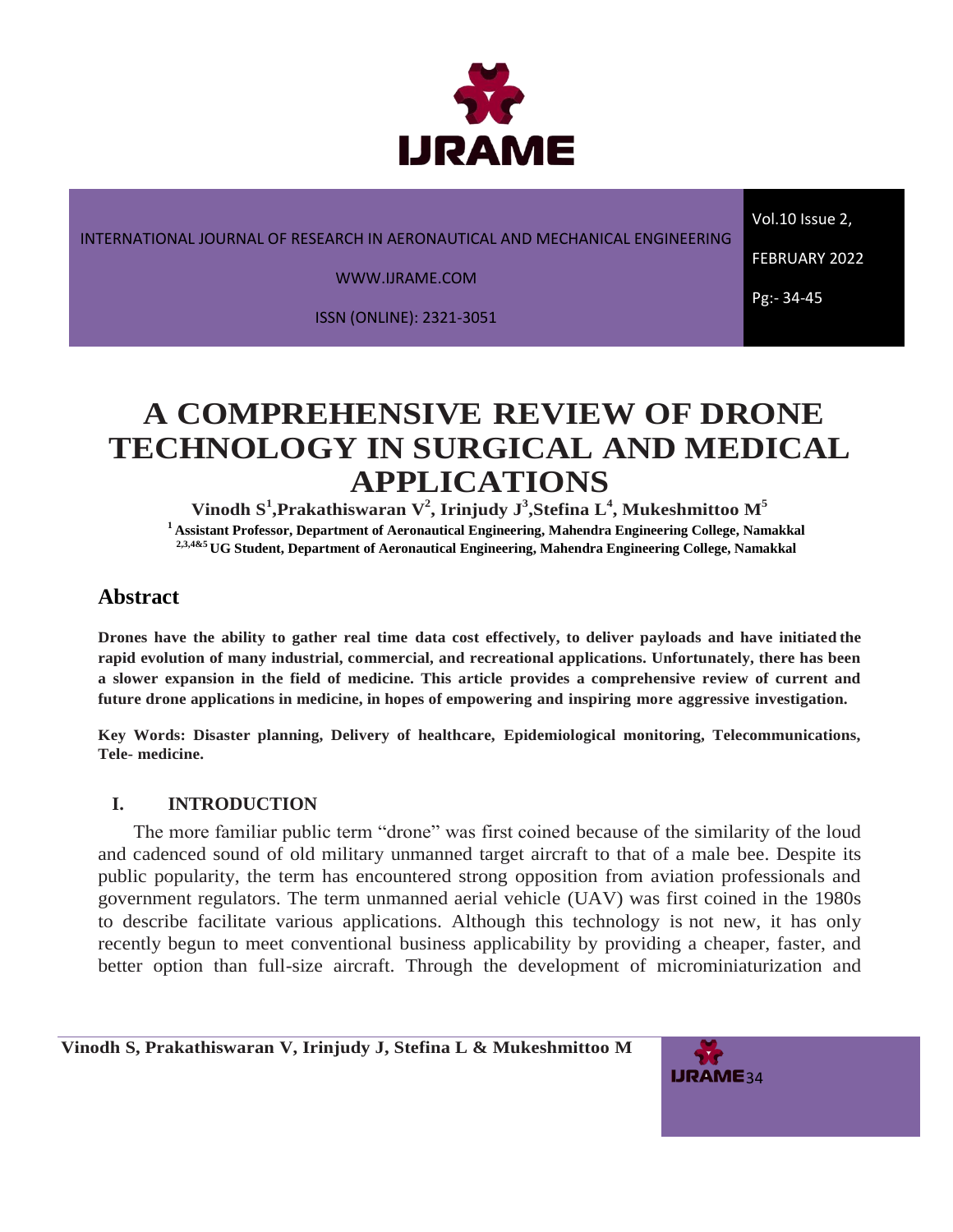# A COMPREHENSIVE REVIEW OF DRONE TECHNOLOGY IN SURGICAL AND MEDICAL APPLICATIONS

**Vinodh S[1], Prakathiswaran V[2], Irinjudy J[3], Stefina L[4], Mukeshmittoo M[5]**

**[1] Assistant Professor, Department of Aeronautical Engineering, Mahendra Engineering College, Namakkal**
**[2,3,4&5] UG Student, Department of Aeronautical Engineering, Mahendra Engineering College, Namakkal**

## Abstract

**Drones have the ability to gather real time data cost effectively, to deliver payloads and have initiated the rapid evolution of many industrial, commercial, and recreational applications. Unfortunately, there has been a slower expansion in the field of medicine. This article provides a comprehensive review of current and future drone applications in medicine, in hopes of empowering and inspiring more aggressive investigation.**

**Key Words: Disaster planning, Delivery of healthcare, Epidemiological monitoring, Telecommunications, Tele- medicine.**

### I. INTRODUCTION

The more familiar public term "drone" was first coined because of the similarity of the loud and cadenced sound of old military unmanned target aircraft to that of a male bee. Despite its public popularity, the term has encountered strong opposition from aviation professionals and government regulators. The term unmanned aerial vehicle (UAV) was first coined in the 1980s to describe facilitate various applications. Although this technology is not new, it has only recently begun to meet conventional business applicability by providing a cheaper, faster, and better option than full-size aircraft. Through the development of microminiaturization and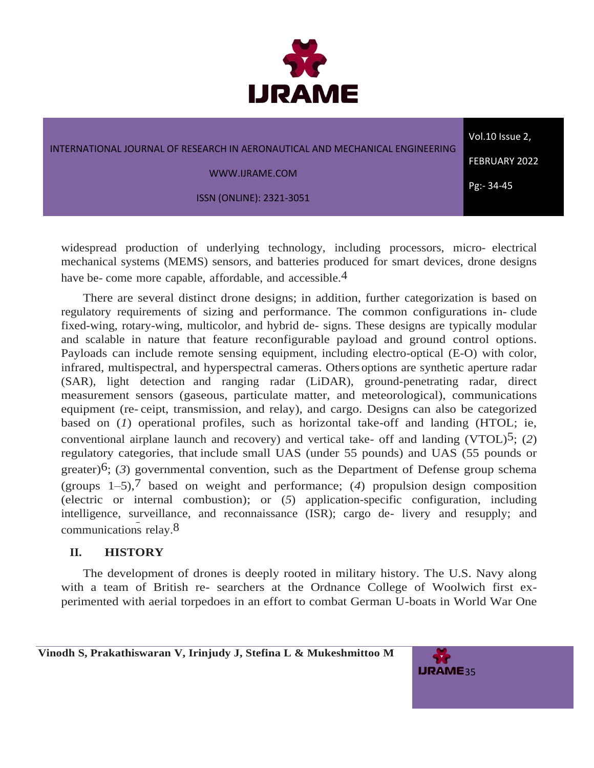widespread production of underlying technology, including processors, micro- electrical mechanical systems (MEMS) sensors, and batteries produced for smart devices, drone designs have be- come more capable, affordable, and accessible.[4]

There are several distinct drone designs; in addition, further categorization is based on regulatory requirements of sizing and performance. The common configurations in- clude fixed-wing, rotary-wing, multicolor, and hybrid de- signs. These designs are typically modular and scalable in nature that feature reconfigurable payload and ground control options. Payloads can include remote sensing equipment, including electro-optical (E-O) with color, infrared, multispectral, and hyperspectral cameras. Others options are synthetic aperture radar (SAR), light detection and ranging radar (LiDAR), ground-penetrating radar, direct measurement sensors (gaseous, particulate matter, and meteorological), communications equipment (re- ceipt, transmission, and relay), and cargo. Designs can also be categorized based on (*1*) operational profiles, such as horizontal take-off and landing (HTOL; ie, conventional airplane launch and recovery) and vertical take- off and landing (VTOL)[5]; (*2*) regulatory categories, that include small UAS (under 55 pounds) and UAS (55 pounds or greater)[6]; (*3*) governmental convention, such as the Department of Defense group schema (groups 1–5),[7] based on weight and performance; (*4*) propulsion design composition (electric or internal combustion); or (*5*) application-specific configuration, including intelligence, surveillance, and reconnaissance (ISR); cargo de- livery and resupply; and communications relay.[8]

## II. HISTORY

The development of drones is deeply rooted in military history. The U.S. Navy along with a team of British re- searchers at the Ordnance College of Woolwich first ex- perimented with aerial torpedoes in an effort to combat German U-boats in World War One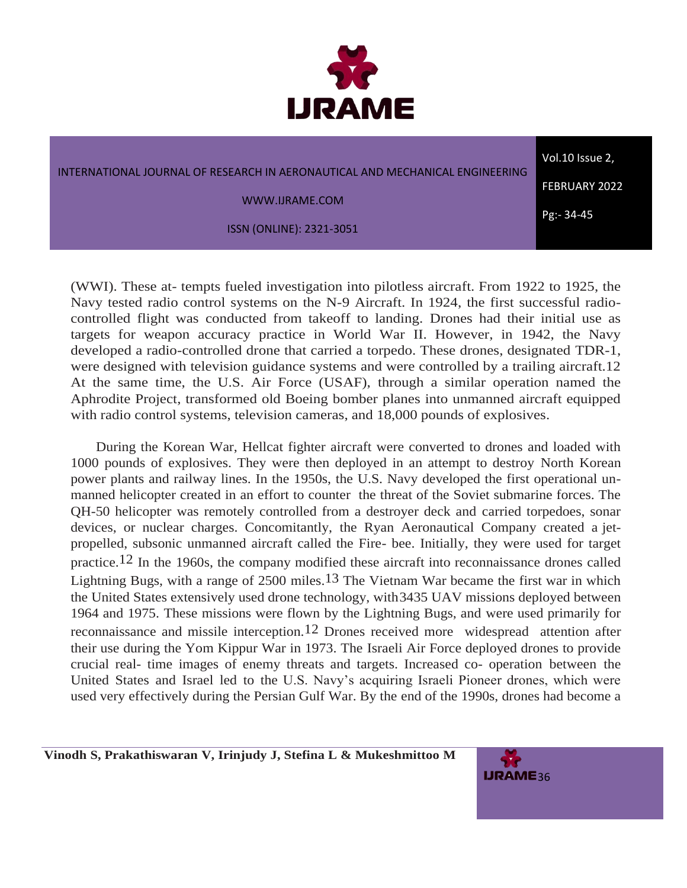(WWI). These at- tempts fueled investigation into pilotless aircraft. From 1922 to 1925, the Navy tested radio control systems on the N-9 Aircraft. In 1924, the first successful radio-controlled flight was conducted from takeoff to landing. Drones had their initial use as targets for weapon accuracy practice in World War II. However, in 1942, the Navy developed a radio-controlled drone that carried a torpedo. These drones, designated TDR-1, were designed with television guidance systems and were controlled by a trailing aircraft.12 At the same time, the U.S. Air Force (USAF), through a similar operation named the Aphrodite Project, transformed old Boeing bomber planes into unmanned aircraft equipped with radio control systems, television cameras, and 18,000 pounds of explosives.

During the Korean War, Hellcat fighter aircraft were converted to drones and loaded with 1000 pounds of explosives. They were then deployed in an attempt to destroy North Korean power plants and railway lines. In the 1950s, the U.S. Navy developed the first operational unmanned helicopter created in an effort to counter the threat of the Soviet submarine forces. The QH-50 helicopter was remotely controlled from a destroyer deck and carried torpedoes, sonar devices, or nuclear charges. Concomitantly, the Ryan Aeronautical Company created a jet-propelled, subsonic unmanned aircraft called the Fire- bee. Initially, they were used for target practice.[12] In the 1960s, the company modified these aircraft into reconnaissance drones called Lightning Bugs, with a range of 2500 miles.[13] The Vietnam War became the first war in which the United States extensively used drone technology, with3435 UAV missions deployed between 1964 and 1975. These missions were flown by the Lightning Bugs, and were used primarily for reconnaissance and missile interception.[12] Drones received more widespread attention after their use during the Yom Kippur War in 1973. The Israeli Air Force deployed drones to provide crucial real- time images of enemy threats and targets. Increased co- operation between the United States and Israel led to the U.S. Navy's acquiring Israeli Pioneer drones, which were used very effectively during the Persian Gulf War. By the end of the 1990s, drones had become a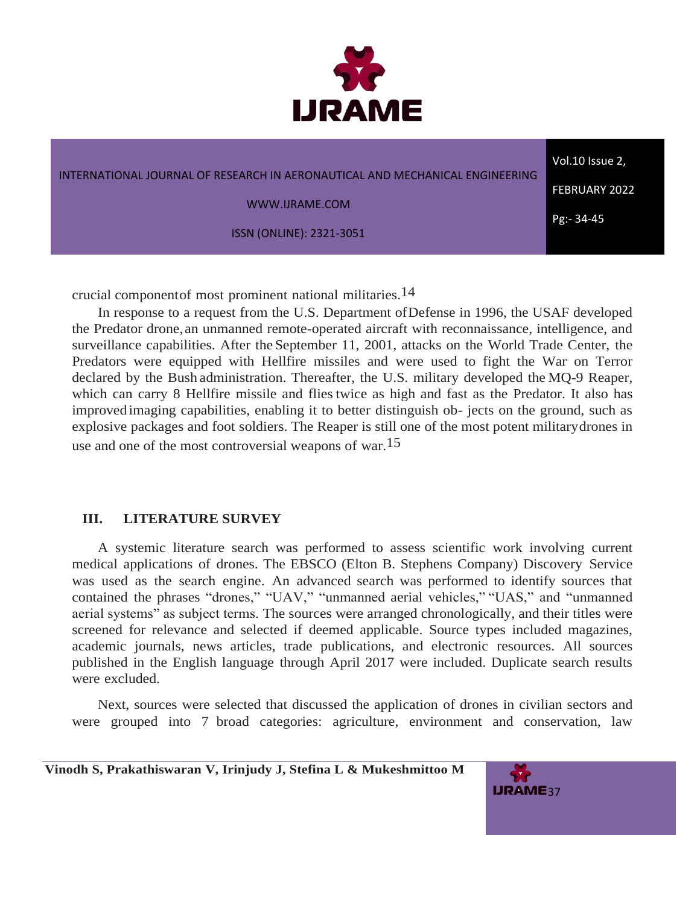crucial componentof most prominent national militaries.[14]

In response to a request from the U.S. Department ofDefense in 1996, the USAF developed the Predator drone, an unmanned remote-operated aircraft with reconnaissance, intelligence, and surveillance capabilities. After the September 11, 2001, attacks on the World Trade Center, the Predators were equipped with Hellfire missiles and were used to fight the War on Terror declared by the Bush administration. Thereafter, the U.S. military developed the MQ-9 Reaper, which can carry 8 Hellfire missile and flies twice as high and fast as the Predator. It also has improved imaging capabilities, enabling it to better distinguish ob- jects on the ground, such as explosive packages and foot soldiers. The Reaper is still one of the most potent militarydrones in use and one of the most controversial weapons of war.[15]

## III. LITERATURE SURVEY

A systemic literature search was performed to assess scientific work involving current medical applications of drones. The EBSCO (Elton B. Stephens Company) Discovery Service was used as the search engine. An advanced search was performed to identify sources that contained the phrases "drones," "UAV," "unmanned aerial vehicles," "UAS," and "unmanned aerial systems" as subject terms. The sources were arranged chronologically, and their titles were screened for relevance and selected if deemed applicable. Source types included magazines, academic journals, news articles, trade publications, and electronic resources. All sources published in the English language through April 2017 were included. Duplicate search results were excluded.

Next, sources were selected that discussed the application of drones in civilian sectors and were grouped into 7 broad categories: agriculture, environment and conservation, law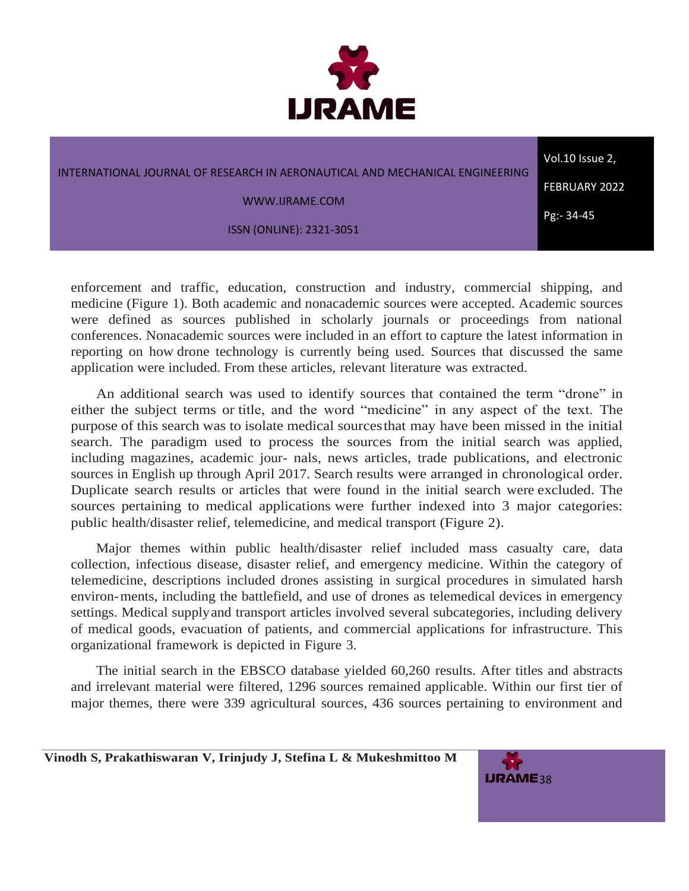enforcement and traffic, education, construction and industry, commercial shipping, and medicine (Figure 1). Both academic and nonacademic sources were accepted. Academic sources were defined as sources published in scholarly journals or proceedings from national conferences. Nonacademic sources were included in an effort to capture the latest information in reporting on how drone technology is currently being used. Sources that discussed the same application were included. From these articles, relevant literature was extracted.

An additional search was used to identify sources that contained the term "drone" in either the subject terms or title, and the word "medicine" in any aspect of the text. The purpose of this search was to isolate medical sources that may have been missed in the initial search. The paradigm used to process the sources from the initial search was applied, including magazines, academic jour- nals, news articles, trade publications, and electronic sources in English up through April 2017. Search results were arranged in chronological order. Duplicate search results or articles that were found in the initial search were excluded. The sources pertaining to medical applications were further indexed into 3 major categories: public health/disaster relief, telemedicine, and medical transport (Figure 2).

Major themes within public health/disaster relief included mass casualty care, data collection, infectious disease, disaster relief, and emergency medicine. Within the category of telemedicine, descriptions included drones assisting in surgical procedures in simulated harsh environ- ments, including the battlefield, and use of drones as telemedical devices in emergency settings. Medical supply and transport articles involved several subcategories, including delivery of medical goods, evacuation of patients, and commercial applications for infrastructure. This organizational framework is depicted in Figure 3.

The initial search in the EBSCO database yielded 60,260 results. After titles and abstracts and irrelevant material were filtered, 1296 sources remained applicable. Within our first tier of major themes, there were 339 agricultural sources, 436 sources pertaining to environment and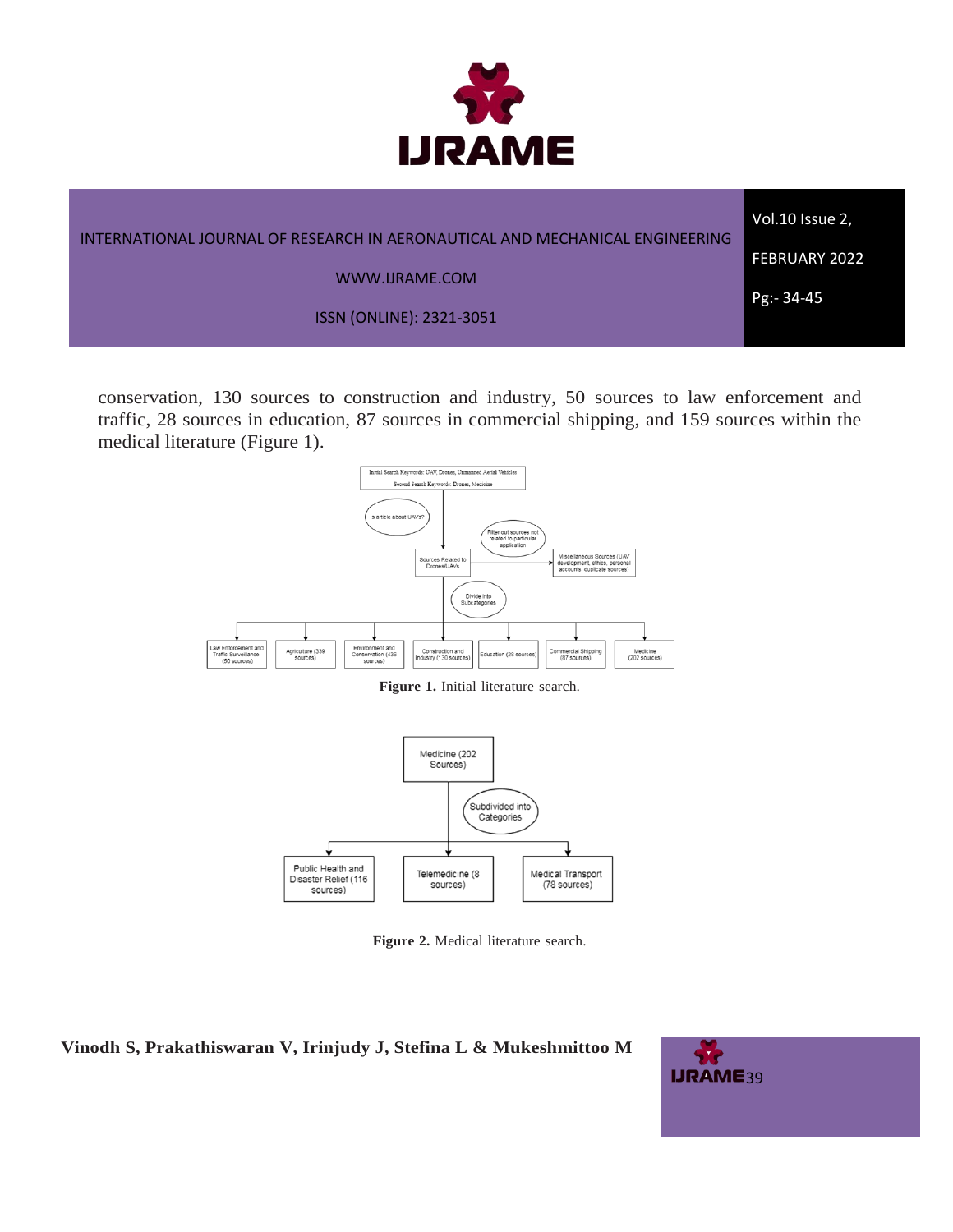conservation, 130 sources to construction and industry, 50 sources to law enforcement and traffic, 28 sources in education, 87 sources in commercial shipping, and 159 sources within the medical literature (Figure 1).

**Figure 1.** Initial literature search.

**Figure 2.** Medical literature search.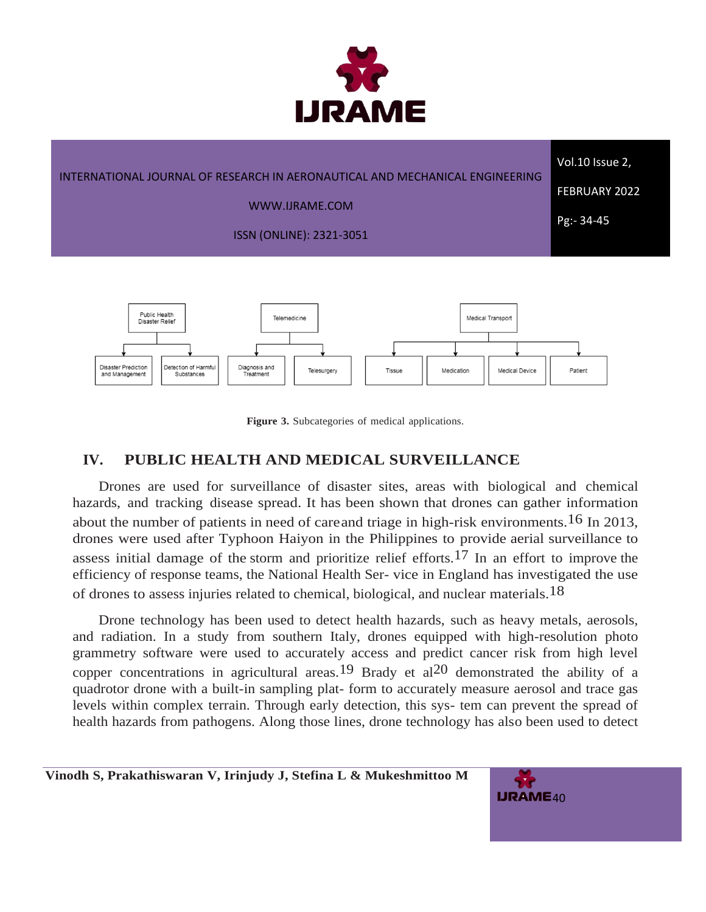Public Health Disaster Relief

Disaster Prediction and Management

Detection of Harmful Substances

Telemedicine

Diagnosis and Treatment

Telesurgery

Medical Transport

Tissue

Medication

Medical Device

Patient

**Figure 3.** Subcategories of medical applications.

## IV. PUBLIC HEALTH AND MEDICAL SURVEILLANCE

Drones are used for surveillance of disaster sites, areas with biological and chemical hazards, and tracking disease spread. It has been shown that drones can gather information about the number of patients in need of careand triage in high-risk environments.[16] In 2013, drones were used after Typhoon Haiyon in the Philippines to provide aerial surveillance to assess initial damage of the storm and prioritize relief efforts.[17] In an effort to improve the efficiency of response teams, the National Health Ser- vice in England has investigated the use of drones to assess injuries related to chemical, biological, and nuclear materials.[18]

Drone technology has been used to detect health hazards, such as heavy metals, aerosols, and radiation. In a study from southern Italy, drones equipped with high-resolution photo grammetry software were used to accurately access and predict cancer risk from high level copper concentrations in agricultural areas.[19] Brady et al[20] demonstrated the ability of a quadrotor drone with a built-in sampling plat- form to accurately measure aerosol and trace gas levels within complex terrain. Through early detection, this sys- tem can prevent the spread of health hazards from pathogens. Along those lines, drone technology has also been used to detect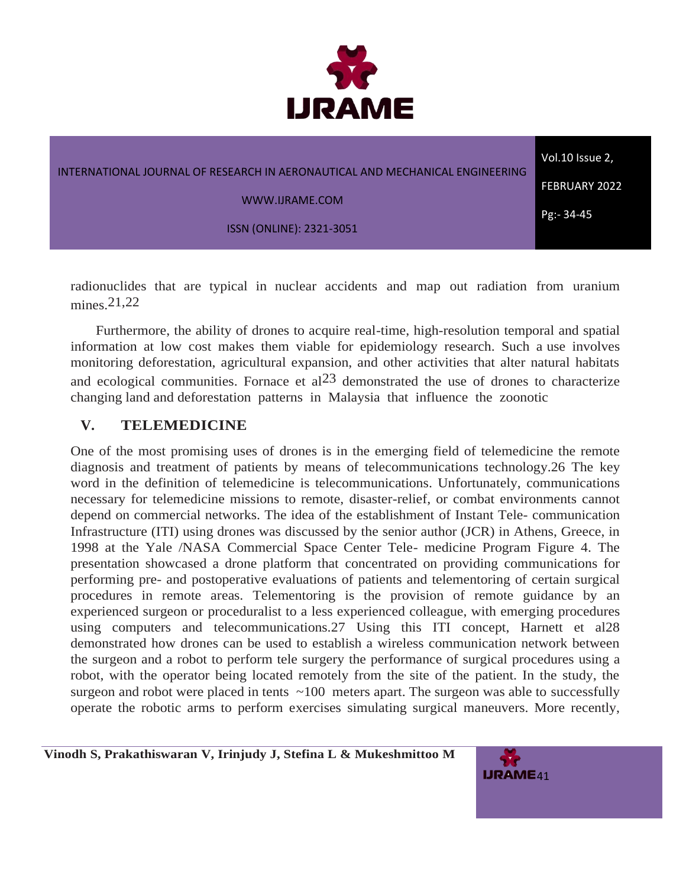radionuclides that are typical in nuclear accidents and map out radiation from uranium mines.[21,22]

Furthermore, the ability of drones to acquire real-time, high-resolution temporal and spatial information at low cost makes them viable for epidemiology research. Such a use involves monitoring deforestation, agricultural expansion, and other activities that alter natural habitats and ecological communities. Fornace et al[23] demonstrated the use of drones to characterize changing land and deforestation patterns in Malaysia that influence the zoonotic

## V. TELEMEDICINE

One of the most promising uses of drones is in the emerging field of telemedicine the remote diagnosis and treatment of patients by means of telecommunications technology.26 The key word in the definition of telemedicine is telecommunications. Unfortunately, communications necessary for telemedicine missions to remote, disaster-relief, or combat environments cannot depend on commercial networks. The idea of the establishment of Instant Tele- communication Infrastructure (ITI) using drones was discussed by the senior author (JCR) in Athens, Greece, in 1998 at the Yale /NASA Commercial Space Center Tele- medicine Program Figure 4. The presentation showcased a drone platform that concentrated on providing communications for performing pre- and postoperative evaluations of patients and telementoring of certain surgical procedures in remote areas. Telementoring is the provision of remote guidance by an experienced surgeon or proceduralist to a less experienced colleague, with emerging procedures using computers and telecommunications.27 Using this ITI concept, Harnett et al28 demonstrated how drones can be used to establish a wireless communication network between the surgeon and a robot to perform tele surgery the performance of surgical procedures using a robot, with the operator being located remotely from the site of the patient. In the study, the surgeon and robot were placed in tents ~100 meters apart. The surgeon was able to successfully operate the robotic arms to perform exercises simulating surgical maneuvers. More recently,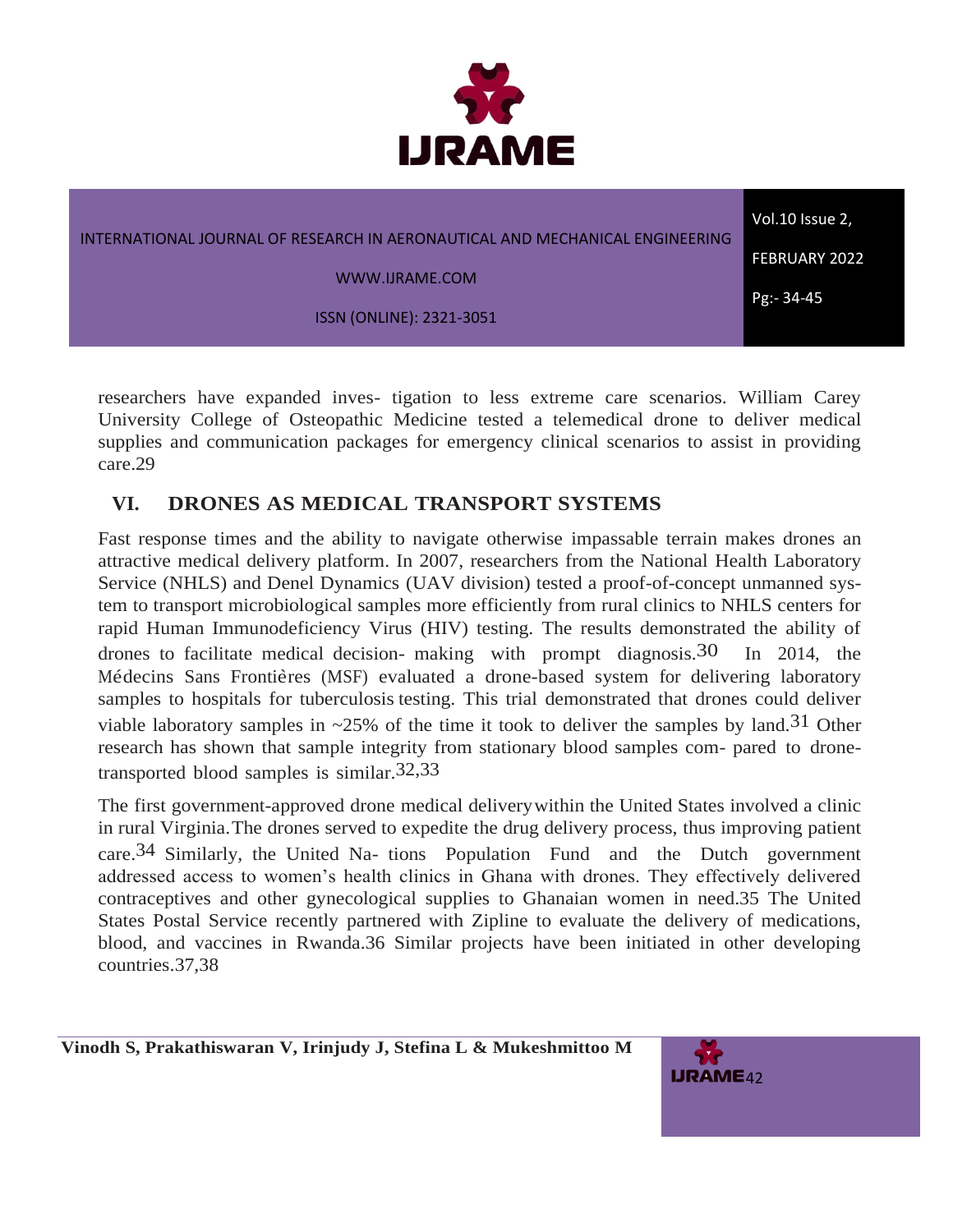researchers have expanded inves- tigation to less extreme care scenarios. William Carey University College of Osteopathic Medicine tested a telemedical drone to deliver medical supplies and communication packages for emergency clinical scenarios to assist in providing care.29

## VI. DRONES AS MEDICAL TRANSPORT SYSTEMS

Fast response times and the ability to navigate otherwise impassable terrain makes drones an attractive medical delivery platform. In 2007, researchers from the National Health Laboratory Service (NHLS) and Denel Dynamics (UAV division) tested a proof-of-concept unmanned system to transport microbiological samples more efficiently from rural clinics to NHLS centers for rapid Human Immunodeficiency Virus (HIV) testing. The results demonstrated the ability of drones to facilitate medical decision- making with prompt diagnosis.[30] In 2014, the Médecins Sans Frontières (MSF) evaluated a drone-based system for delivering laboratory samples to hospitals for tuberculosis testing. This trial demonstrated that drones could deliver viable laboratory samples in ~25% of the time it took to deliver the samples by land.[31] Other research has shown that sample integrity from stationary blood samples com- pared to drone-transported blood samples is similar.[32,33]

The first government-approved drone medical delivery within the United States involved a clinic in rural Virginia. The drones served to expedite the drug delivery process, thus improving patient care.[34] Similarly, the United Na- tions Population Fund and the Dutch government addressed access to women's health clinics in Ghana with drones. They effectively delivered contraceptives and other gynecological supplies to Ghanaian women in need.35 The United States Postal Service recently partnered with Zipline to evaluate the delivery of medications, blood, and vaccines in Rwanda.36 Similar projects have been initiated in other developing countries.37,38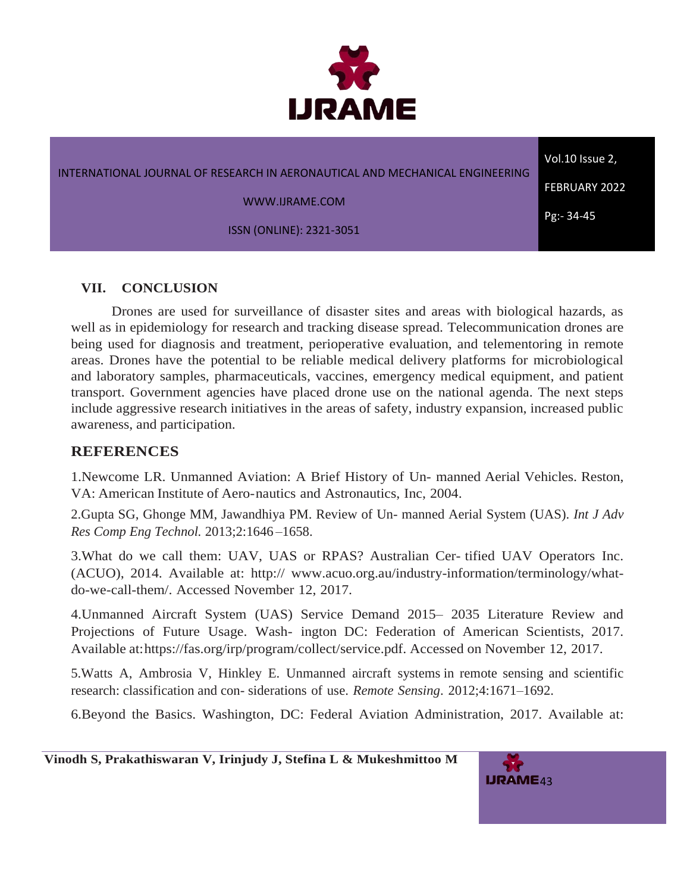## VII. CONCLUSION

Drones are used for surveillance of disaster sites and areas with biological hazards, as well as in epidemiology for research and tracking disease spread. Telecommunication drones are being used for diagnosis and treatment, perioperative evaluation, and telementoring in remote areas. Drones have the potential to be reliable medical delivery platforms for microbiological and laboratory samples, pharmaceuticals, vaccines, emergency medical equipment, and patient transport. Government agencies have placed drone use on the national agenda. The next steps include aggressive research initiatives in the areas of safety, industry expansion, increased public awareness, and participation.

## REFERENCES

1.Newcome LR. Unmanned Aviation: A Brief History of Un- manned Aerial Vehicles. Reston, VA: American Institute of Aero-nautics and Astronautics, Inc, 2004.

2.Gupta SG, Ghonge MM, Jawandhiya PM. Review of Un- manned Aerial System (UAS). *Int J Adv Res Comp Eng Technol.* 2013;2:1646–1658.

3.What do we call them: UAV, UAS or RPAS? Australian Cer- tified UAV Operators Inc. (ACUO), 2014. Available at: http:// www.acuo.org.au/industry-information/terminology/what-do-we-call-them/. Accessed November 12, 2017.

4.Unmanned Aircraft System (UAS) Service Demand 2015– 2035 Literature Review and Projections of Future Usage. Wash- ington DC: Federation of American Scientists, 2017. Available at: https://fas.org/irp/program/collect/service.pdf. Accessed on November 12, 2017.

5.Watts A, Ambrosia V, Hinkley E. Unmanned aircraft systems in remote sensing and scientific research: classification and con- siderations of use. *Remote Sensing*. 2012;4:1671–1692.

6.Beyond the Basics. Washington, DC: Federal Aviation Administration, 2017. Available at: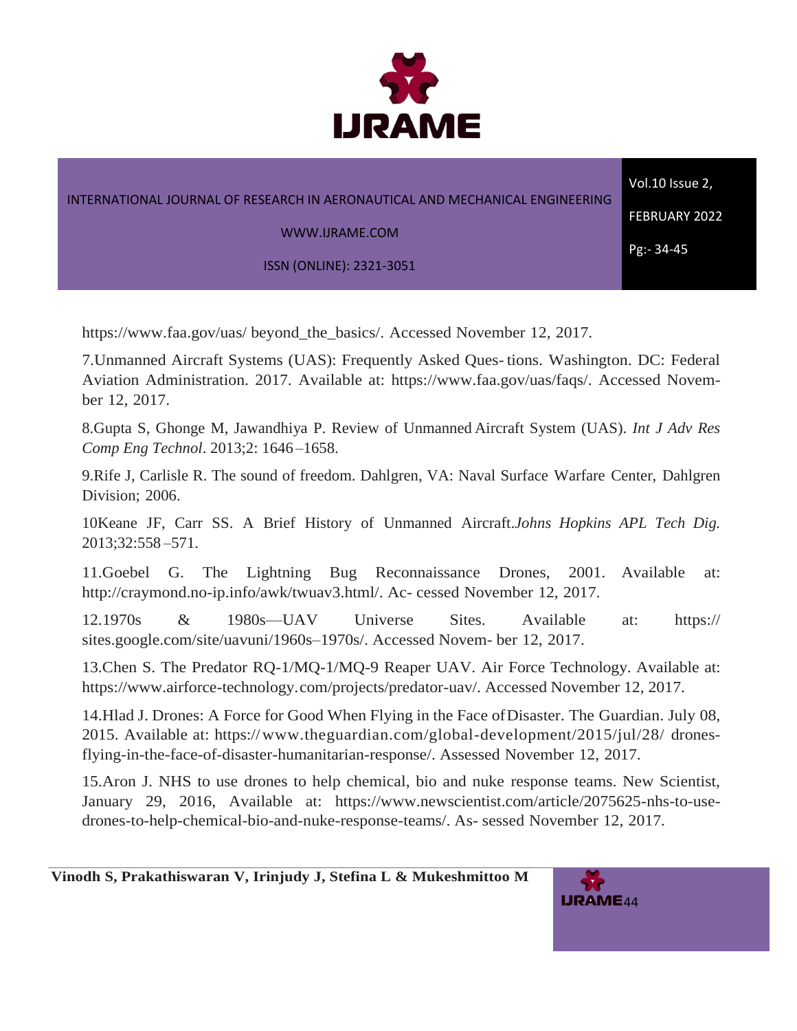https://www.faa.gov/uas/ beyond_the_basics/. Accessed November 12, 2017.

7.Unmanned Aircraft Systems (UAS): Frequently Asked Ques- tions. Washington. DC: Federal Aviation Administration. 2017. Available at: https://www.faa.gov/uas/faqs/. Accessed November 12, 2017.

8.Gupta S, Ghonge M, Jawandhiya P. Review of Unmanned Aircraft System (UAS). *Int J Adv Res Comp Eng Technol*. 2013;2: 1646 –1658.

9.Rife J, Carlisle R. The sound of freedom. Dahlgren, VA: Naval Surface Warfare Center, Dahlgren Division; 2006.

10Keane JF, Carr SS. A Brief History of Unmanned Aircraft.*Johns Hopkins APL Tech Dig.* 2013;32:558 –571.

11.Goebel G. The Lightning Bug Reconnaissance Drones, 2001. Available at: http://craymond.no-ip.info/awk/twuav3.html/. Ac- cessed November 12, 2017.

12.1970s & 1980s—UAV Universe Sites. Available at: https:// sites.google.com/site/uavuni/1960s–1970s/. Accessed Novem- ber 12, 2017.

13.Chen S. The Predator RQ-1/MQ-1/MQ-9 Reaper UAV. Air Force Technology. Available at: https://www.airforce-technology.com/projects/predator-uav/. Accessed November 12, 2017.

14.Hlad J. Drones: A Force for Good When Flying in the Face of Disaster. The Guardian. July 08, 2015. Available at: https://www.theguardian.com/global-development/2015/jul/28/ drones-flying-in-the-face-of-disaster-humanitarian-response/. Assessed November 12, 2017.

15.Aron J. NHS to use drones to help chemical, bio and nuke response teams. New Scientist, January 29, 2016, Available at: https://www.newscientist.com/article/2075625-nhs-to-use-drones-to-help-chemical-bio-and-nuke-response-teams/. As- sessed November 12, 2017.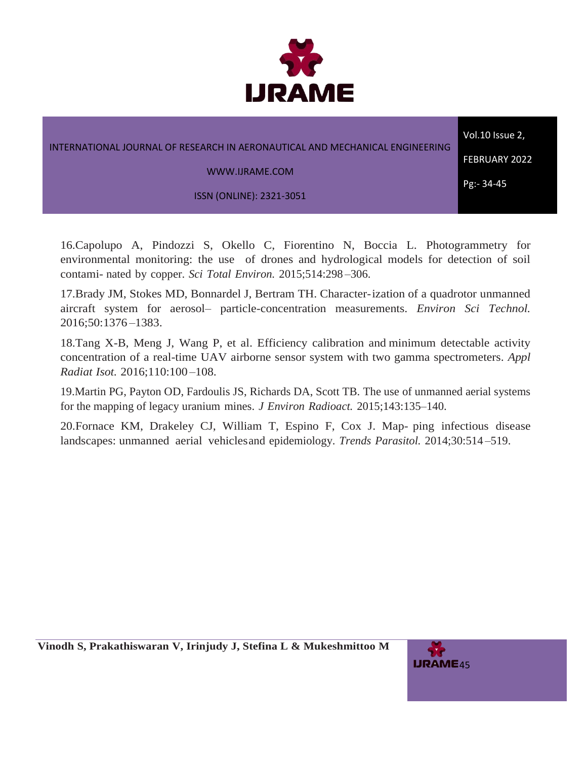16.Capolupo A, Pindozzi S, Okello C, Fiorentino N, Boccia L. Photogrammetry for environmental monitoring: the use of drones and hydrological models for detection of soil contami- nated by copper. *Sci Total Environ.* 2015;514:298 –306.

17.Brady JM, Stokes MD, Bonnardel J, Bertram TH. Character- ization of a quadrotor unmanned aircraft system for aerosol– particle-concentration measurements. *Environ Sci Technol.* 2016;50:1376 –1383.

18.Tang X-B, Meng J, Wang P, et al. Efficiency calibration and minimum detectable activity concentration of a real-time UAV airborne sensor system with two gamma spectrometers. *Appl Radiat Isot.* 2016;110:100 –108.

19.Martin PG, Payton OD, Fardoulis JS, Richards DA, Scott TB. The use of unmanned aerial systems for the mapping of legacy uranium mines. *J Environ Radioact.* 2015;143:135–140.

20.Fornace KM, Drakeley CJ, William T, Espino F, Cox J. Map- ping infectious disease landscapes: unmanned aerial vehiclesand epidemiology. *Trends Parasitol.* 2014;30:514 –519.